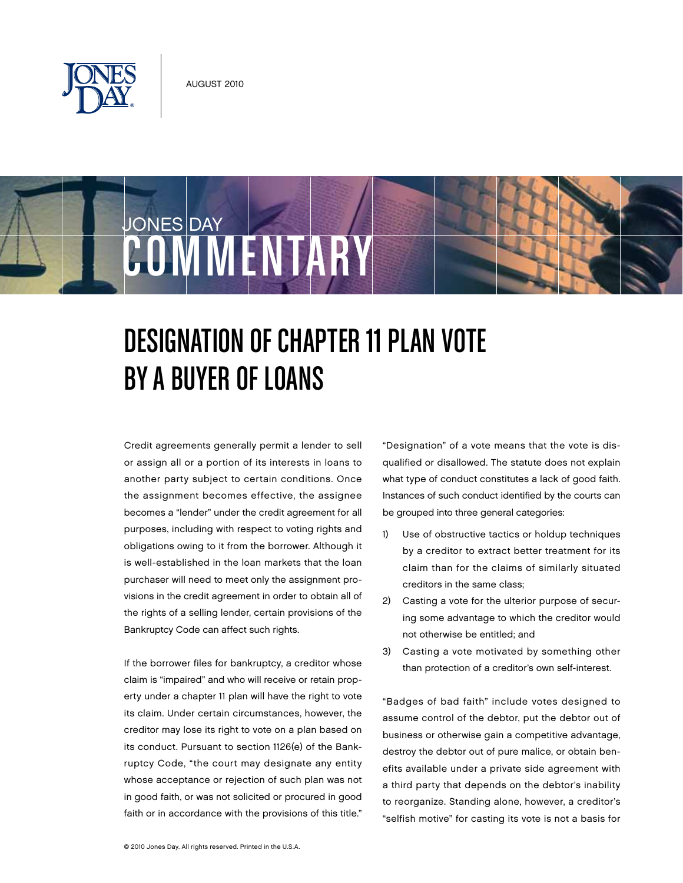August 2010

Jones Day Commentary

# Designation of Chapter 11 Plan Vote by a Buyer of Loans

Credit agreements generally permit a lender to sell or assign all or a portion of its interests in loans to another party subject to certain conditions. Once the assignment becomes effective, the assignee becomes a "lender" under the credit agreement for all purposes, including with respect to voting rights and obligations owing to it from the borrower. Although it is well-established in the loan markets that the loan purchaser will need to meet only the assignment provisions in the credit agreement in order to obtain all of the rights of a selling lender, certain provisions of the Bankruptcy Code can affect such rights.

If the borrower files for bankruptcy, a creditor whose claim is "impaired" and who will receive or retain property under a chapter 11 plan will have the right to vote its claim. Under certain circumstances, however, the creditor may lose its right to vote on a plan based on its conduct. Pursuant to section 1126(e) of the Bankruptcy Code, "the court may designate any entity whose acceptance or rejection of such plan was not in good faith, or was not solicited or procured in good faith or in accordance with the provisions of this title."

"Designation" of a vote means that the vote is disqualified or disallowed. The statute does not explain what type of conduct constitutes a lack of good faith. Instances of such conduct identified by the courts can be grouped into three general categories:

1) Use of obstructive tactics or holdup techniques by a creditor to extract better treatment for its claim than for the claims of similarly situated creditors in the same class;
2) Casting a vote for the ulterior purpose of securing some advantage to which the creditor would not otherwise be entitled; and
3) Casting a vote motivated by something other than protection of a creditor's own self-interest.

"Badges of bad faith" include votes designed to assume control of the debtor, put the debtor out of business or otherwise gain a competitive advantage, destroy the debtor out of pure malice, or obtain benefits available under a private side agreement with a third party that depends on the debtor's inability to reorganize. Standing alone, however, a creditor's "selfish motive" for casting its vote is not a basis for

© 2010 Jones Day. All rights reserved. Printed in the U.S.A.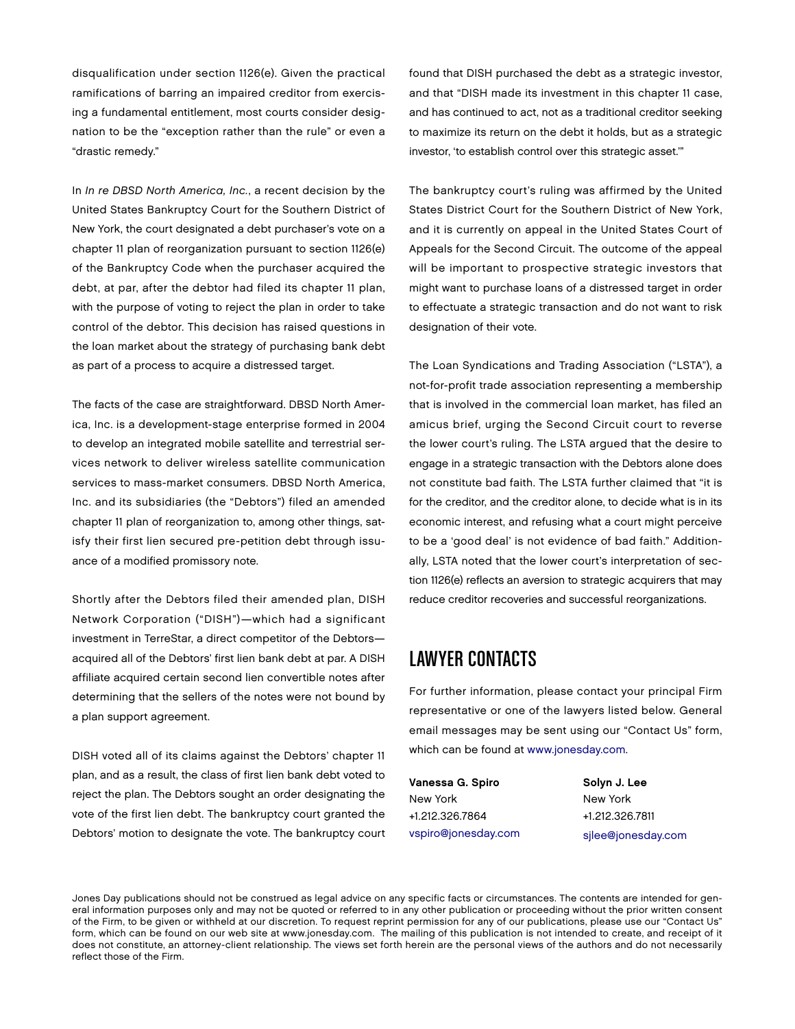disqualification under section 1126(e). Given the practical ramifications of barring an impaired creditor from exercising a fundamental entitlement, most courts consider designation to be the "exception rather than the rule" or even a "drastic remedy."

In *In re DBSD North America, Inc.*, a recent decision by the United States Bankruptcy Court for the Southern District of New York, the court designated a debt purchaser's vote on a chapter 11 plan of reorganization pursuant to section 1126(e) of the Bankruptcy Code when the purchaser acquired the debt, at par, after the debtor had filed its chapter 11 plan, with the purpose of voting to reject the plan in order to take control of the debtor. This decision has raised questions in the loan market about the strategy of purchasing bank debt as part of a process to acquire a distressed target.

The facts of the case are straightforward. DBSD North America, Inc. is a development-stage enterprise formed in 2004 to develop an integrated mobile satellite and terrestrial services network to deliver wireless satellite communication services to mass-market consumers. DBSD North America, Inc. and its subsidiaries (the "Debtors") filed an amended chapter 11 plan of reorganization to, among other things, satisfy their first lien secured pre-petition debt through issuance of a modified promissory note.

Shortly after the Debtors filed their amended plan, DISH Network Corporation ("DISH")—which had a significant investment in TerreStar, a direct competitor of the Debtors—acquired all of the Debtors' first lien bank debt at par. A DISH affiliate acquired certain second lien convertible notes after determining that the sellers of the notes were not bound by a plan support agreement.

DISH voted all of its claims against the Debtors' chapter 11 plan, and as a result, the class of first lien bank debt voted to reject the plan. The Debtors sought an order designating the vote of the first lien debt. The bankruptcy court granted the Debtors' motion to designate the vote. The bankruptcy court found that DISH purchased the debt as a strategic investor, and that "DISH made its investment in this chapter 11 case, and has continued to act, not as a traditional creditor seeking to maximize its return on the debt it holds, but as a strategic investor, 'to establish control over this strategic asset.'"

The bankruptcy court's ruling was affirmed by the United States District Court for the Southern District of New York, and it is currently on appeal in the United States Court of Appeals for the Second Circuit. The outcome of the appeal will be important to prospective strategic investors that might want to purchase loans of a distressed target in order to effectuate a strategic transaction and do not want to risk designation of their vote.

The Loan Syndications and Trading Association ("LSTA"), a not-for-profit trade association representing a membership that is involved in the commercial loan market, has filed an amicus brief, urging the Second Circuit court to reverse the lower court's ruling. The LSTA argued that the desire to engage in a strategic transaction with the Debtors alone does not constitute bad faith. The LSTA further claimed that "it is for the creditor, and the creditor alone, to decide what is in its economic interest, and refusing what a court might perceive to be a 'good deal' is not evidence of bad faith." Additionally, LSTA noted that the lower court's interpretation of section 1126(e) reflects an aversion to strategic acquirers that may reduce creditor recoveries and successful reorganizations.

## LAWYER CONTACTS

For further information, please contact your principal Firm representative or one of the lawyers listed below. General email messages may be sent using our "Contact Us" form, which can be found at www.jonesday.com.

**Vanessa G. Spiro**
New York
+1.212.326.7864
vspiro@jonesday.com

**Solyn J. Lee**
New York
+1.212.326.7811
sjlee@jonesday.com

Jones Day publications should not be construed as legal advice on any specific facts or circumstances. The contents are intended for general information purposes only and may not be quoted or referred to in any other publication or proceeding without the prior written consent of the Firm, to be given or withheld at our discretion. To request reprint permission for any of our publications, please use our "Contact Us" form, which can be found on our web site at www.jonesday.com. The mailing of this publication is not intended to create, and receipt of it does not constitute, an attorney-client relationship. The views set forth herein are the personal views of the authors and do not necessarily reflect those of the Firm.